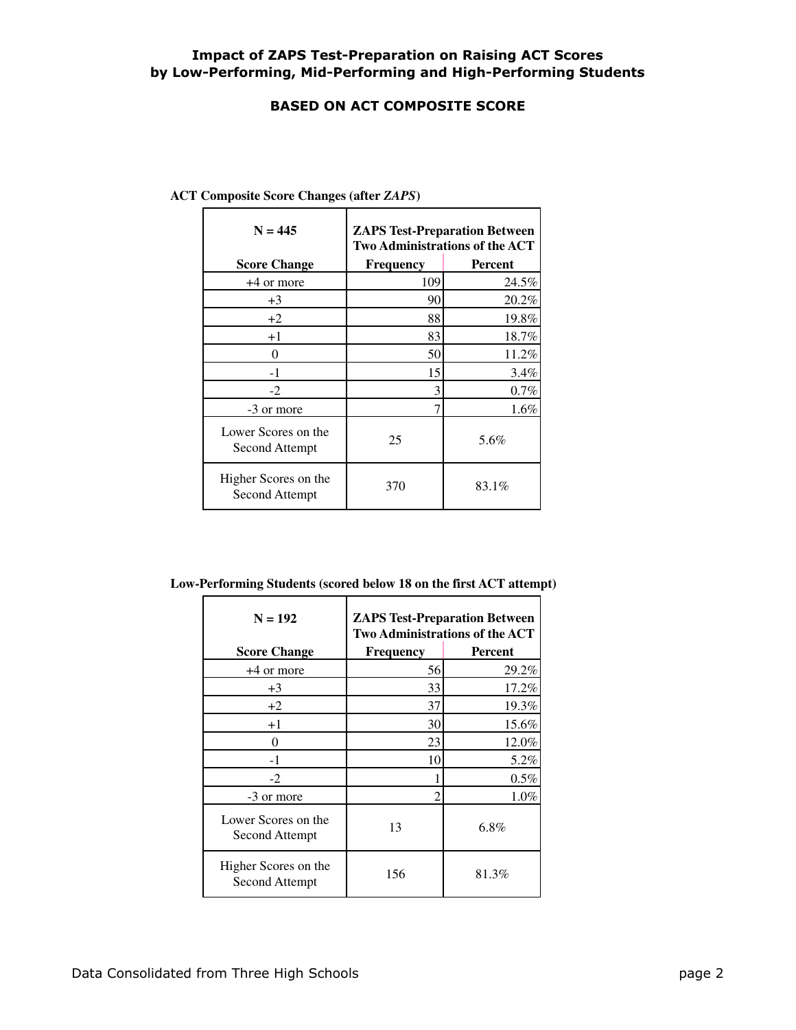# Impact of ZAPS Test-Preparation on Raising ACT Scores by Low-Performing, Mid-Performing and High-Performing Students

## BASED ON ACT COMPOSITE SCORE

**ACT Composite Score Changes (after *ZAPS*)**

| N = 445 | ZAPS Test-Preparation Between Two Administrations of the ACT | |
|---|---|---|
| **Score Change** | **Frequency** | **Percent** |
| +4 or more | 109 | 24.5% |
| +3 | 90 | 20.2% |
| +2 | 88 | 19.8% |
| +1 | 83 | 18.7% |
| 0 | 50 | 11.2% |
| -1 | 15 | 3.4% |
| -2 | 3 | 0.7% |
| -3 or more | 7 | 1.6% |
| Lower Scores on the Second Attempt | 25 | 5.6% |
| Higher Scores on the Second Attempt | 370 | 83.1% |

**Low-Performing Students (scored below 18 on the first ACT attempt)**

| N = 192 | ZAPS Test-Preparation Between Two Administrations of the ACT | |
|---|---|---|
| **Score Change** | **Frequency** | **Percent** |
| +4 or more | 56 | 29.2% |
| +3 | 33 | 17.2% |
| +2 | 37 | 19.3% |
| +1 | 30 | 15.6% |
| 0 | 23 | 12.0% |
| -1 | 10 | 5.2% |
| -2 | 1 | 0.5% |
| -3 or more | 2 | 1.0% |
| Lower Scores on the Second Attempt | 13 | 6.8% |
| Higher Scores on the Second Attempt | 156 | 81.3% |

Data Consolidated from Three High Schools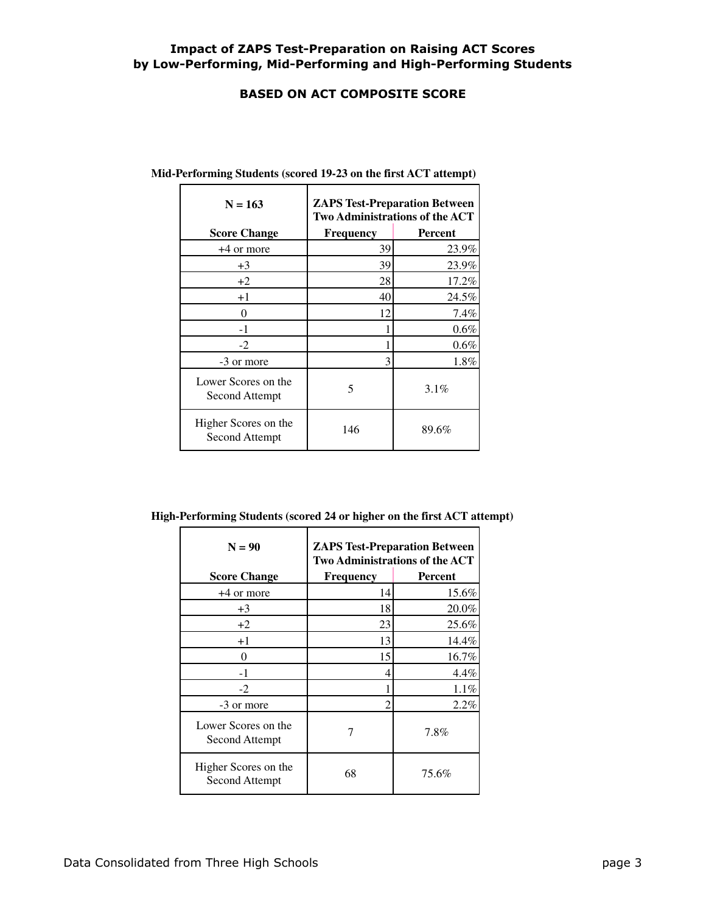# Impact of ZAPS Test-Preparation on Raising ACT Scores by Low-Performing, Mid-Performing and High-Performing Students

## BASED ON ACT COMPOSITE SCORE

**Mid-Performing Students (scored 19-23 on the first ACT attempt)**

| N = 163 | ZAPS Test-Preparation Between Two Administrations of the ACT | |
|---|---|---|
| **Score Change** | **Frequency** | **Percent** |
| +4 or more | 39 | 23.9% |
| +3 | 39 | 23.9% |
| +2 | 28 | 17.2% |
| +1 | 40 | 24.5% |
| 0 | 12 | 7.4% |
| -1 | 1 | 0.6% |
| -2 | 1 | 0.6% |
| -3 or more | 3 | 1.8% |
| Lower Scores on the Second Attempt | 5 | 3.1% |
| Higher Scores on the Second Attempt | 146 | 89.6% |

**High-Performing Students (scored 24 or higher on the first ACT attempt)**

| N = 90 | ZAPS Test-Preparation Between Two Administrations of the ACT | |
|---|---|---|
| **Score Change** | **Frequency** | **Percent** |
| +4 or more | 14 | 15.6% |
| +3 | 18 | 20.0% |
| +2 | 23 | 25.6% |
| +1 | 13 | 14.4% |
| 0 | 15 | 16.7% |
| -1 | 4 | 4.4% |
| -2 | 1 | 1.1% |
| -3 or more | 2 | 2.2% |
| Lower Scores on the Second Attempt | 7 | 7.8% |
| Higher Scores on the Second Attempt | 68 | 75.6% |

Data Consolidated from Three High Schools